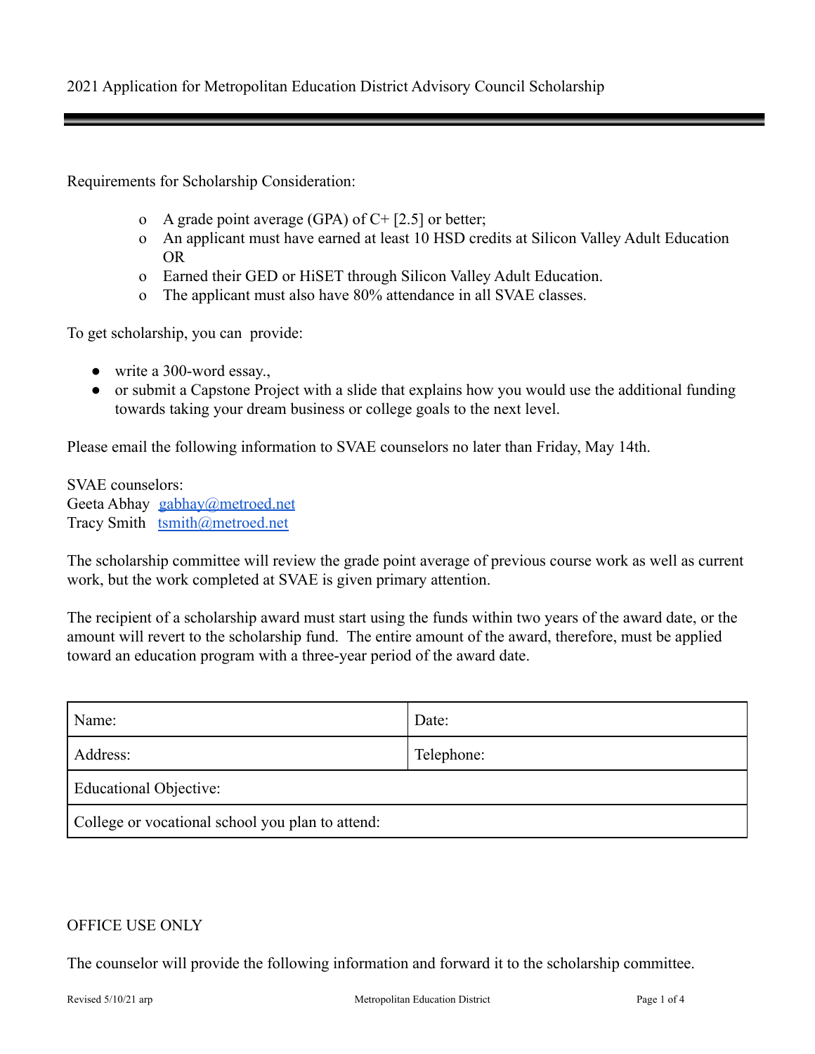2021 Application for Metropolitan Education District Advisory Council Scholarship

---

Requirements for Scholarship Consideration:

- A grade point average (GPA) of C+ [2.5] or better;
- An applicant must have earned at least 10 HSD credits at Silicon Valley Adult Education OR
- Earned their GED or HiSET through Silicon Valley Adult Education.
- The applicant must also have 80% attendance in all SVAE classes.

To get scholarship, you can provide:

- write a 300-word essay.,
- or submit a Capstone Project with a slide that explains how you would use the additional funding towards taking your dream business or college goals to the next level.

Please email the following information to SVAE counselors no later than Friday, May 14th.

SVAE counselors:
Geeta Abhay gabhay@metroed.net
Tracy Smith tsmith@metroed.net

The scholarship committee will review the grade point average of previous course work as well as current work, but the work completed at SVAE is given primary attention.

The recipient of a scholarship award must start using the funds within two years of the award date, or the amount will revert to the scholarship fund. The entire amount of the award, therefore, must be applied toward an education program with a three-year period of the award date.

| Name: | Date: |
|---|---|
| Address: | Telephone: |
| Educational Objective: | |
| College or vocational school you plan to attend: | |

OFFICE USE ONLY

The counselor will provide the following information and forward it to the scholarship committee.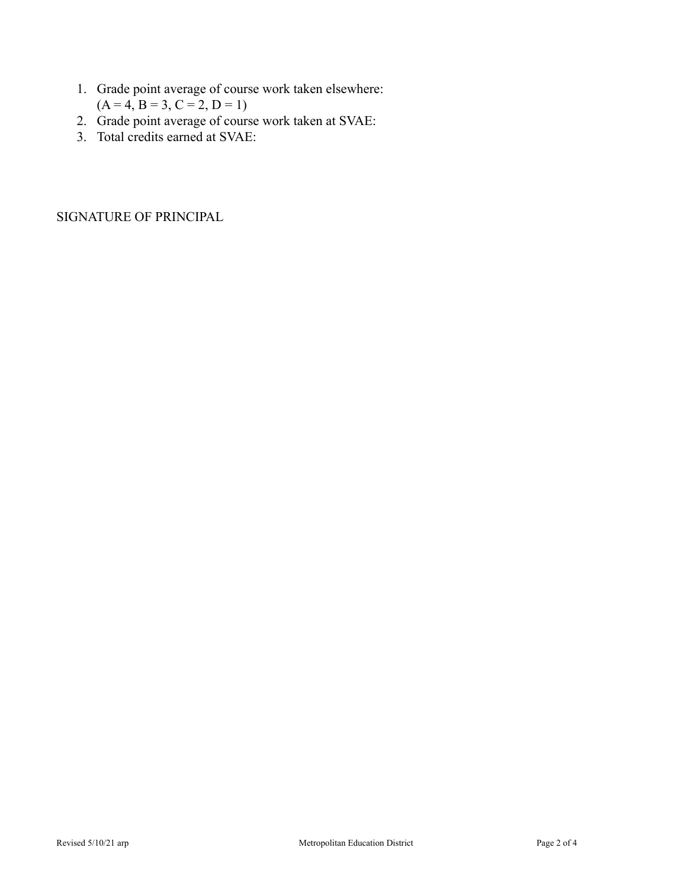1. Grade point average of course work taken elsewhere:
   (A = 4, B = 3, C = 2, D = 1)
2. Grade point average of course work taken at SVAE:
3. Total credits earned at SVAE:

SIGNATURE OF PRINCIPAL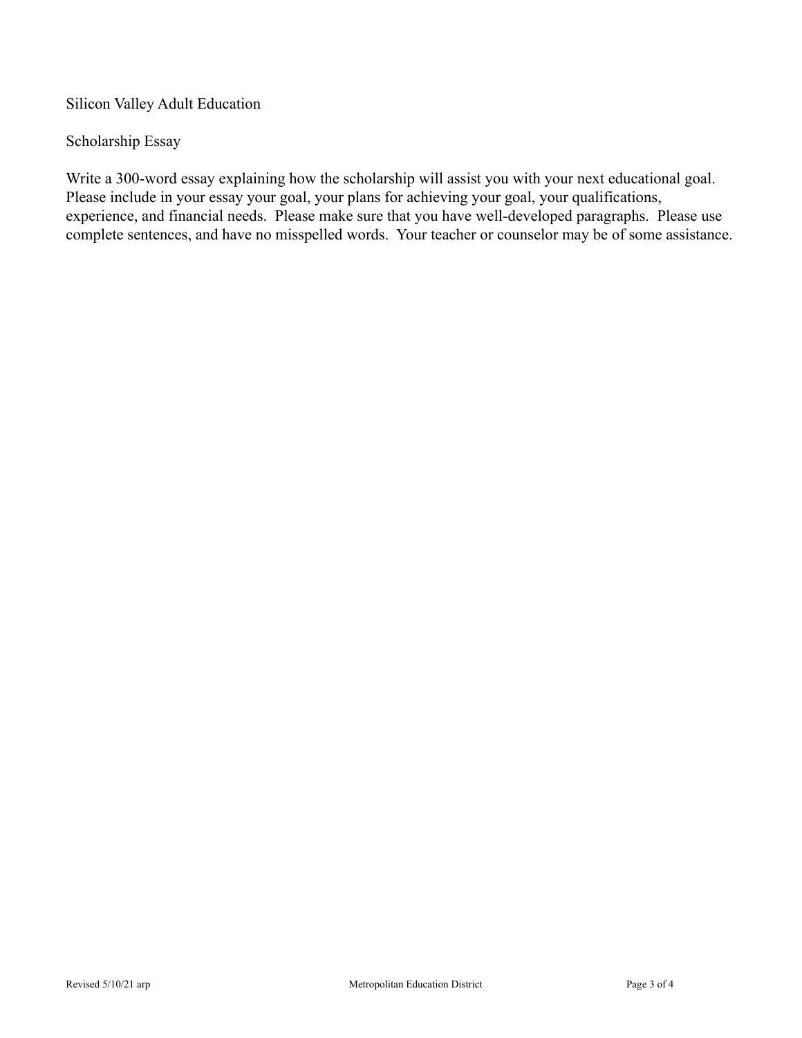Silicon Valley Adult Education

Scholarship Essay

Write a 300-word essay explaining how the scholarship will assist you with your next educational goal. Please include in your essay your goal, your plans for achieving your goal, your qualifications, experience, and financial needs. Please make sure that you have well-developed paragraphs. Please use complete sentences, and have no misspelled words. Your teacher or counselor may be of some assistance.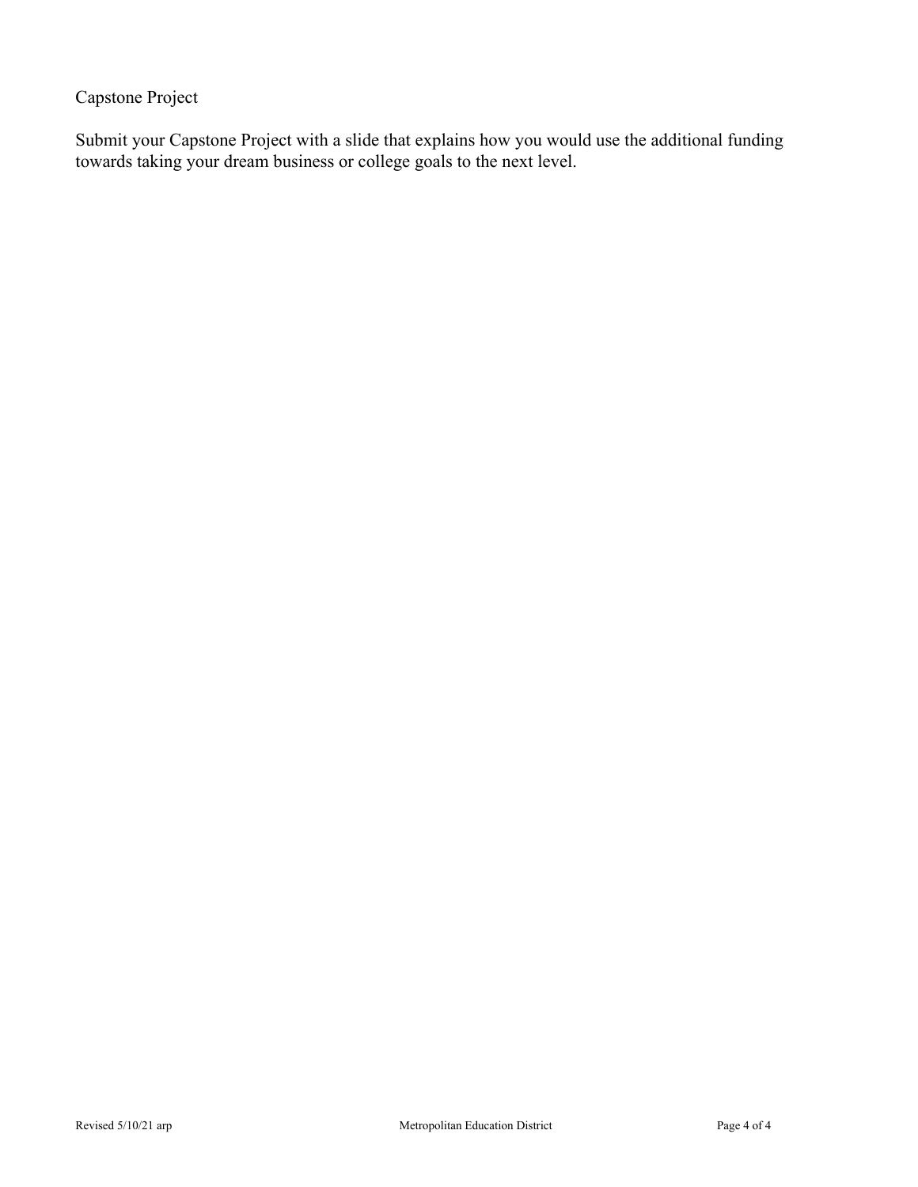Capstone Project

Submit your Capstone Project with a slide that explains how you would use the additional funding towards taking your dream business or college goals to the next level.